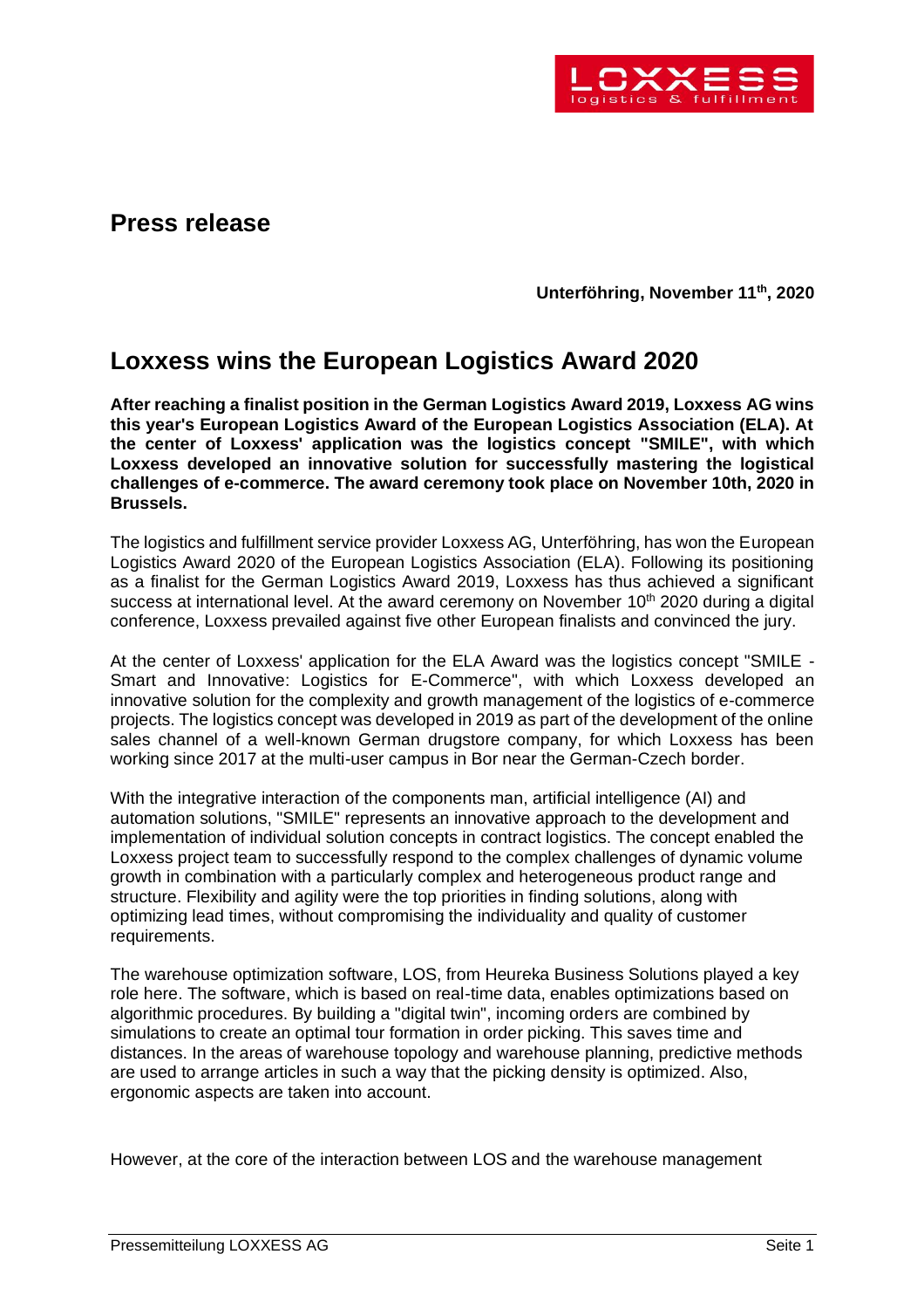# Press release

**Unterföhring, November 11th, 2020**

## Loxxess wins the European Logistics Award 2020

**After reaching a finalist position in the German Logistics Award 2019, Loxxess AG wins this year's European Logistics Award of the European Logistics Association (ELA). At the center of Loxxess' application was the logistics concept "SMILE", with which Loxxess developed an innovative solution for successfully mastering the logistical challenges of e-commerce. The award ceremony took place on November 10th, 2020 in Brussels.**

The logistics and fulfillment service provider Loxxess AG, Unterföhring, has won the European Logistics Award 2020 of the European Logistics Association (ELA). Following its positioning as a finalist for the German Logistics Award 2019, Loxxess has thus achieved a significant success at international level. At the award ceremony on November 10th 2020 during a digital conference, Loxxess prevailed against five other European finalists and convinced the jury.

At the center of Loxxess' application for the ELA Award was the logistics concept "SMILE - Smart and Innovative: Logistics for E-Commerce", with which Loxxess developed an innovative solution for the complexity and growth management of the logistics of e-commerce projects. The logistics concept was developed in 2019 as part of the development of the online sales channel of a well-known German drugstore company, for which Loxxess has been working since 2017 at the multi-user campus in Bor near the German-Czech border.

With the integrative interaction of the components man, artificial intelligence (AI) and automation solutions, "SMILE" represents an innovative approach to the development and implementation of individual solution concepts in contract logistics. The concept enabled the Loxxess project team to successfully respond to the complex challenges of dynamic volume growth in combination with a particularly complex and heterogeneous product range and structure. Flexibility and agility were the top priorities in finding solutions, along with optimizing lead times, without compromising the individuality and quality of customer requirements.

The warehouse optimization software, LOS, from Heureka Business Solutions played a key role here. The software, which is based on real-time data, enables optimizations based on algorithmic procedures. By building a "digital twin", incoming orders are combined by simulations to create an optimal tour formation in order picking. This saves time and distances. In the areas of warehouse topology and warehouse planning, predictive methods are used to arrange articles in such a way that the picking density is optimized. Also, ergonomic aspects are taken into account.

However, at the core of the interaction between LOS and the warehouse management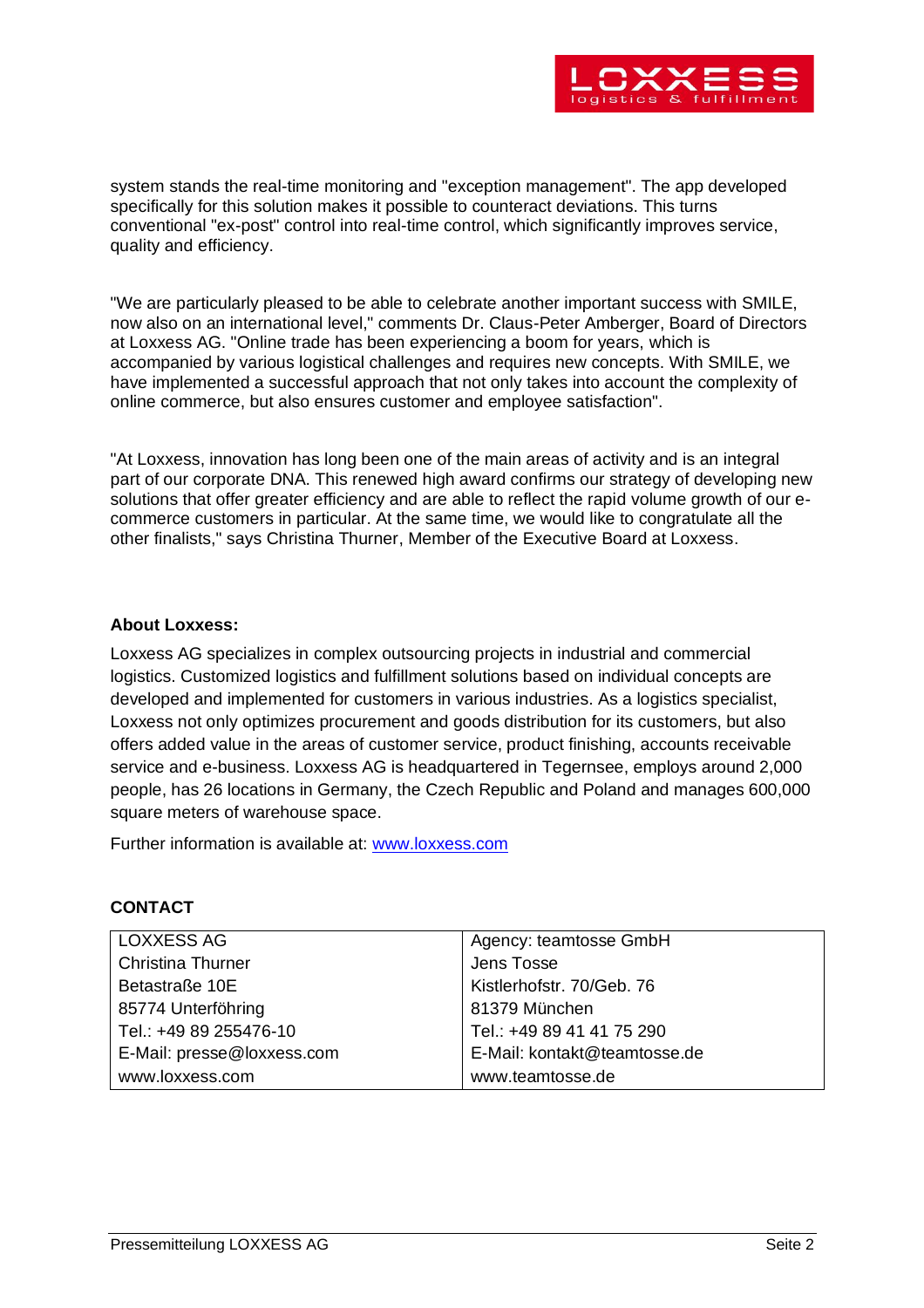system stands the real-time monitoring and "exception management". The app developed specifically for this solution makes it possible to counteract deviations. This turns conventional "ex-post" control into real-time control, which significantly improves service, quality and efficiency.

"We are particularly pleased to be able to celebrate another important success with SMILE, now also on an international level," comments Dr. Claus-Peter Amberger, Board of Directors at Loxxess AG. "Online trade has been experiencing a boom for years, which is accompanied by various logistical challenges and requires new concepts. With SMILE, we have implemented a successful approach that not only takes into account the complexity of online commerce, but also ensures customer and employee satisfaction".

"At Loxxess, innovation has long been one of the main areas of activity and is an integral part of our corporate DNA. This renewed high award confirms our strategy of developing new solutions that offer greater efficiency and are able to reflect the rapid volume growth of our e-commerce customers in particular. At the same time, we would like to congratulate all the other finalists," says Christina Thurner, Member of the Executive Board at Loxxess.

**About Loxxess:**

Loxxess AG specializes in complex outsourcing projects in industrial and commercial logistics. Customized logistics and fulfillment solutions based on individual concepts are developed and implemented for customers in various industries. As a logistics specialist, Loxxess not only optimizes procurement and goods distribution for its customers, but also offers added value in the areas of customer service, product finishing, accounts receivable service and e-business. Loxxess AG is headquartered in Tegernsee, employs around 2,000 people, has 26 locations in Germany, the Czech Republic and Poland and manages 600,000 square meters of warehouse space.

Further information is available at: www.loxxess.com

**CONTACT**

| | |
|---|---|
| LOXXESS AG | Agency: teamtosse GmbH |
| Christina Thurner | Jens Tosse |
| Betastraße 10E | Kistlerhofstr. 70/Geb. 76 |
| 85774 Unterföhring | 81379 München |
| Tel.: +49 89 255476-10 | Tel.: +49 89 41 41 75 290 |
| E-Mail: presse@loxxess.com | E-Mail: kontakt@teamtosse.de |
| www.loxxess.com | www.teamtosse.de |